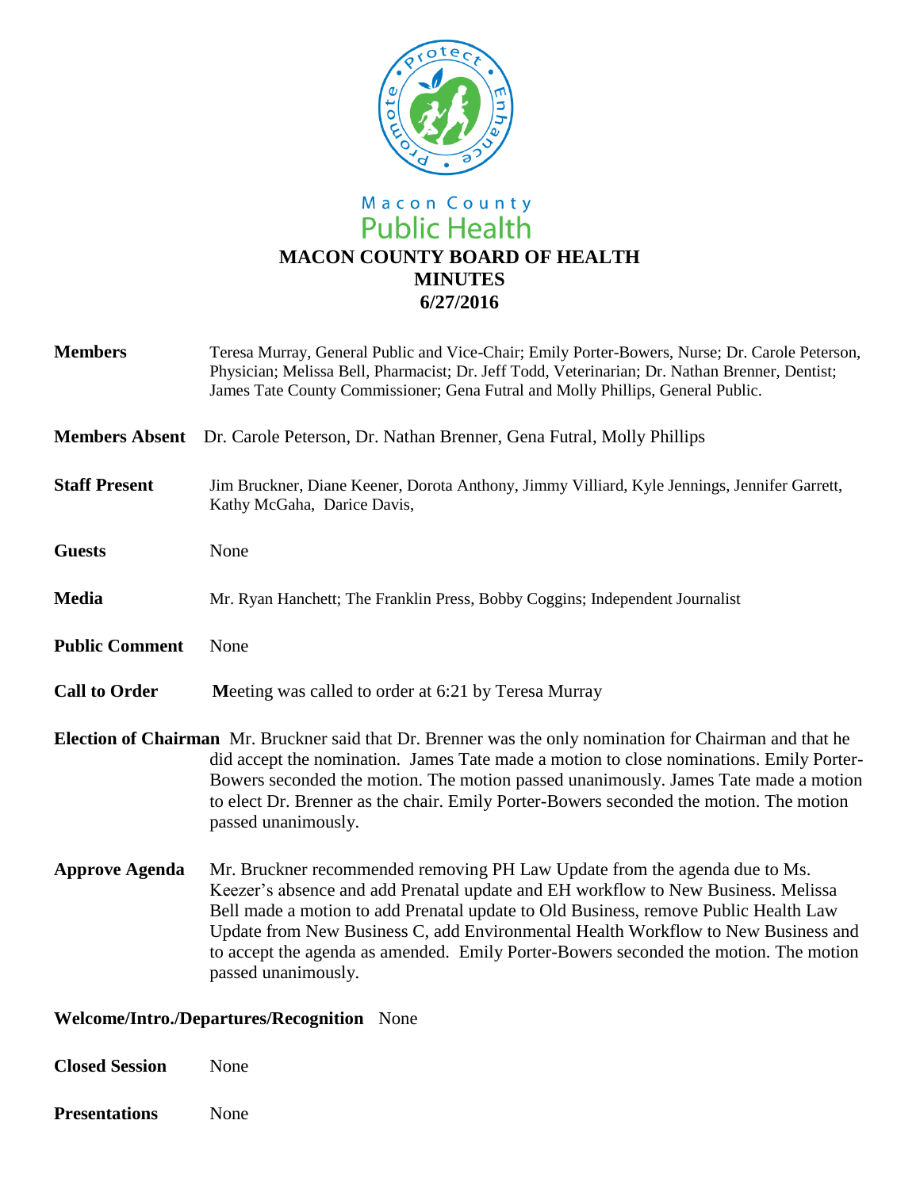Macon County
Public Health

# MACON COUNTY BOARD OF HEALTH
## MINUTES
## 6/27/2016

**Members** Teresa Murray, General Public and Vice-Chair; Emily Porter-Bowers, Nurse; Dr. Carole Peterson, Physician; Melissa Bell, Pharmacist; Dr. Jeff Todd, Veterinarian; Dr. Nathan Brenner, Dentist; James Tate County Commissioner; Gena Futral and Molly Phillips, General Public.

**Members Absent** Dr. Carole Peterson, Dr. Nathan Brenner, Gena Futral, Molly Phillips

**Staff Present** Jim Bruckner, Diane Keener, Dorota Anthony, Jimmy Villiard, Kyle Jennings, Jennifer Garrett, Kathy McGaha, Darice Davis,

**Guests** None

**Media** Mr. Ryan Hanchett; The Franklin Press, Bobby Coggins; Independent Journalist

**Public Comment** None

**Call to Order** Meeting was called to order at 6:21 by Teresa Murray

**Election of Chairman** Mr. Bruckner said that Dr. Brenner was the only nomination for Chairman and that he did accept the nomination. James Tate made a motion to close nominations. Emily Porter-Bowers seconded the motion. The motion passed unanimously. James Tate made a motion to elect Dr. Brenner as the chair. Emily Porter-Bowers seconded the motion. The motion passed unanimously.

**Approve Agenda** Mr. Bruckner recommended removing PH Law Update from the agenda due to Ms. Keezer's absence and add Prenatal update and EH workflow to New Business. Melissa Bell made a motion to add Prenatal update to Old Business, remove Public Health Law Update from New Business C, add Environmental Health Workflow to New Business and to accept the agenda as amended. Emily Porter-Bowers seconded the motion. The motion passed unanimously.

**Welcome/Intro./Departures/Recognition** None

**Closed Session** None

**Presentations** None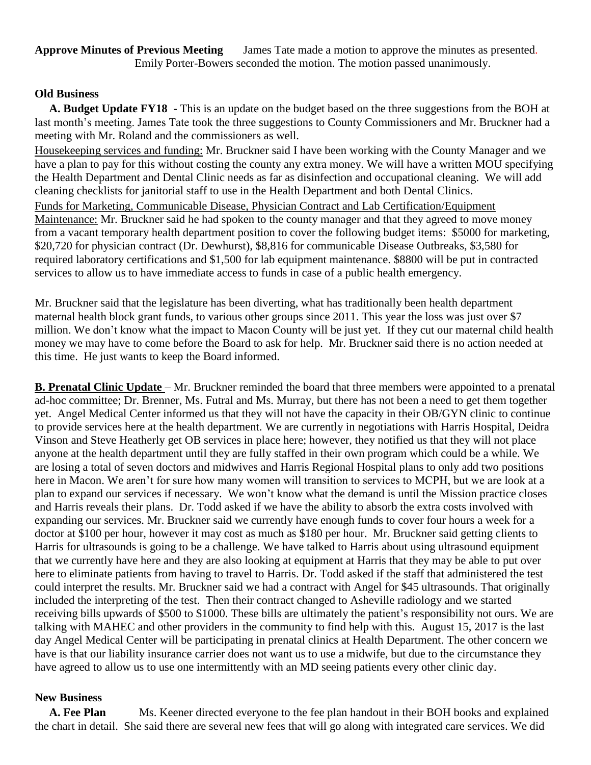**Approve Minutes of Previous Meeting** James Tate made a motion to approve the minutes as presented. Emily Porter-Bowers seconded the motion. The motion passed unanimously.

**Old Business**

**A. Budget Update FY18 -** This is an update on the budget based on the three suggestions from the BOH at last month's meeting. James Tate took the three suggestions to County Commissioners and Mr. Bruckner had a meeting with Mr. Roland and the commissioners as well.

Housekeeping services and funding: Mr. Bruckner said I have been working with the County Manager and we have a plan to pay for this without costing the county any extra money. We will have a written MOU specifying the Health Department and Dental Clinic needs as far as disinfection and occupational cleaning. We will add cleaning checklists for janitorial staff to use in the Health Department and both Dental Clinics.

Funds for Marketing, Communicable Disease, Physician Contract and Lab Certification/Equipment Maintenance: Mr. Bruckner said he had spoken to the county manager and that they agreed to move money from a vacant temporary health department position to cover the following budget items: $5000 for marketing, $20,720 for physician contract (Dr. Dewhurst), $8,816 for communicable Disease Outbreaks, $3,580 for required laboratory certifications and $1,500 for lab equipment maintenance. $8800 will be put in contracted services to allow us to have immediate access to funds in case of a public health emergency.

Mr. Bruckner said that the legislature has been diverting, what has traditionally been health department maternal health block grant funds, to various other groups since 2011. This year the loss was just over $7 million. We don't know what the impact to Macon County will be just yet. If they cut our maternal child health money we may have to come before the Board to ask for help. Mr. Bruckner said there is no action needed at this time. He just wants to keep the Board informed.

**B. Prenatal Clinic Update** – Mr. Bruckner reminded the board that three members were appointed to a prenatal ad-hoc committee; Dr. Brenner, Ms. Futral and Ms. Murray, but there has not been a need to get them together yet. Angel Medical Center informed us that they will not have the capacity in their OB/GYN clinic to continue to provide services here at the health department. We are currently in negotiations with Harris Hospital, Deidra Vinson and Steve Heatherly get OB services in place here; however, they notified us that they will not place anyone at the health department until they are fully staffed in their own program which could be a while. We are losing a total of seven doctors and midwives and Harris Regional Hospital plans to only add two positions here in Macon. We aren't for sure how many women will transition to services to MCPH, but we are look at a plan to expand our services if necessary. We won't know what the demand is until the Mission practice closes and Harris reveals their plans. Dr. Todd asked if we have the ability to absorb the extra costs involved with expanding our services. Mr. Bruckner said we currently have enough funds to cover four hours a week for a doctor at $100 per hour, however it may cost as much as $180 per hour. Mr. Bruckner said getting clients to Harris for ultrasounds is going to be a challenge. We have talked to Harris about using ultrasound equipment that we currently have here and they are also looking at equipment at Harris that they may be able to put over here to eliminate patients from having to travel to Harris. Dr. Todd asked if the staff that administered the test could interpret the results. Mr. Bruckner said we had a contract with Angel for $45 ultrasounds. That originally included the interpreting of the test. Then their contract changed to Asheville radiology and we started receiving bills upwards of $500 to $1000. These bills are ultimately the patient's responsibility not ours. We are talking with MAHEC and other providers in the community to find help with this. August 15, 2017 is the last day Angel Medical Center will be participating in prenatal clinics at Health Department. The other concern we have is that our liability insurance carrier does not want us to use a midwife, but due to the circumstance they have agreed to allow us to use one intermittently with an MD seeing patients every other clinic day.

**New Business**

**A. Fee Plan** Ms. Keener directed everyone to the fee plan handout in their BOH books and explained the chart in detail. She said there are several new fees that will go along with integrated care services. We did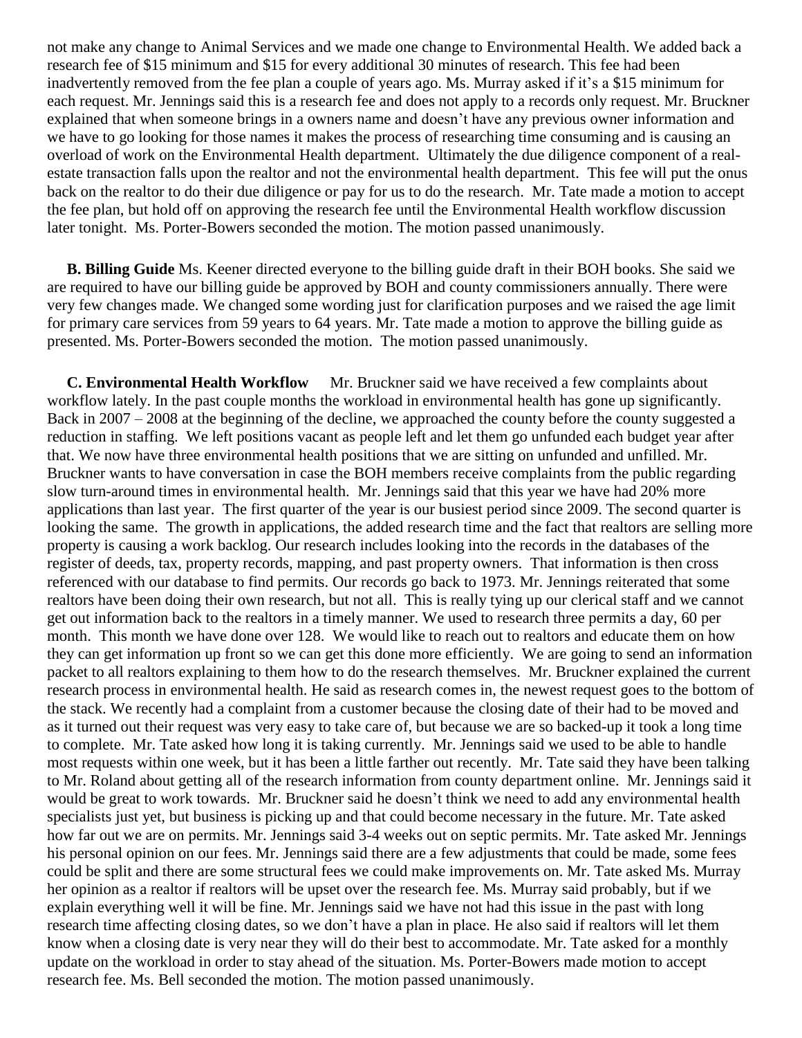not make any change to Animal Services and we made one change to Environmental Health. We added back a research fee of $15 minimum and $15 for every additional 30 minutes of research. This fee had been inadvertently removed from the fee plan a couple of years ago. Ms. Murray asked if it's a $15 minimum for each request. Mr. Jennings said this is a research fee and does not apply to a records only request. Mr. Bruckner explained that when someone brings in a owners name and doesn't have any previous owner information and we have to go looking for those names it makes the process of researching time consuming and is causing an overload of work on the Environmental Health department. Ultimately the due diligence component of a real-estate transaction falls upon the realtor and not the environmental health department. This fee will put the onus back on the realtor to do their due diligence or pay for us to do the research. Mr. Tate made a motion to accept the fee plan, but hold off on approving the research fee until the Environmental Health workflow discussion later tonight. Ms. Porter-Bowers seconded the motion. The motion passed unanimously.

**B. Billing Guide** Ms. Keener directed everyone to the billing guide draft in their BOH books. She said we are required to have our billing guide be approved by BOH and county commissioners annually. There were very few changes made. We changed some wording just for clarification purposes and we raised the age limit for primary care services from 59 years to 64 years. Mr. Tate made a motion to approve the billing guide as presented. Ms. Porter-Bowers seconded the motion. The motion passed unanimously.

**C. Environmental Health Workflow** Mr. Bruckner said we have received a few complaints about workflow lately. In the past couple months the workload in environmental health has gone up significantly. Back in 2007 – 2008 at the beginning of the decline, we approached the county before the county suggested a reduction in staffing. We left positions vacant as people left and let them go unfunded each budget year after that. We now have three environmental health positions that we are sitting on unfunded and unfilled. Mr. Bruckner wants to have conversation in case the BOH members receive complaints from the public regarding slow turn-around times in environmental health. Mr. Jennings said that this year we have had 20% more applications than last year. The first quarter of the year is our busiest period since 2009. The second quarter is looking the same. The growth in applications, the added research time and the fact that realtors are selling more property is causing a work backlog. Our research includes looking into the records in the databases of the register of deeds, tax, property records, mapping, and past property owners. That information is then cross referenced with our database to find permits. Our records go back to 1973. Mr. Jennings reiterated that some realtors have been doing their own research, but not all. This is really tying up our clerical staff and we cannot get out information back to the realtors in a timely manner. We used to research three permits a day, 60 per month. This month we have done over 128. We would like to reach out to realtors and educate them on how they can get information up front so we can get this done more efficiently. We are going to send an information packet to all realtors explaining to them how to do the research themselves. Mr. Bruckner explained the current research process in environmental health. He said as research comes in, the newest request goes to the bottom of the stack. We recently had a complaint from a customer because the closing date of their had to be moved and as it turned out their request was very easy to take care of, but because we are so backed-up it took a long time to complete. Mr. Tate asked how long it is taking currently. Mr. Jennings said we used to be able to handle most requests within one week, but it has been a little farther out recently. Mr. Tate said they have been talking to Mr. Roland about getting all of the research information from county department online. Mr. Jennings said it would be great to work towards. Mr. Bruckner said he doesn't think we need to add any environmental health specialists just yet, but business is picking up and that could become necessary in the future. Mr. Tate asked how far out we are on permits. Mr. Jennings said 3-4 weeks out on septic permits. Mr. Tate asked Mr. Jennings his personal opinion on our fees. Mr. Jennings said there are a few adjustments that could be made, some fees could be split and there are some structural fees we could make improvements on. Mr. Tate asked Ms. Murray her opinion as a realtor if realtors will be upset over the research fee. Ms. Murray said probably, but if we explain everything well it will be fine. Mr. Jennings said we have not had this issue in the past with long research time affecting closing dates, so we don't have a plan in place. He also said if realtors will let them know when a closing date is very near they will do their best to accommodate. Mr. Tate asked for a monthly update on the workload in order to stay ahead of the situation. Ms. Porter-Bowers made motion to accept research fee. Ms. Bell seconded the motion. The motion passed unanimously.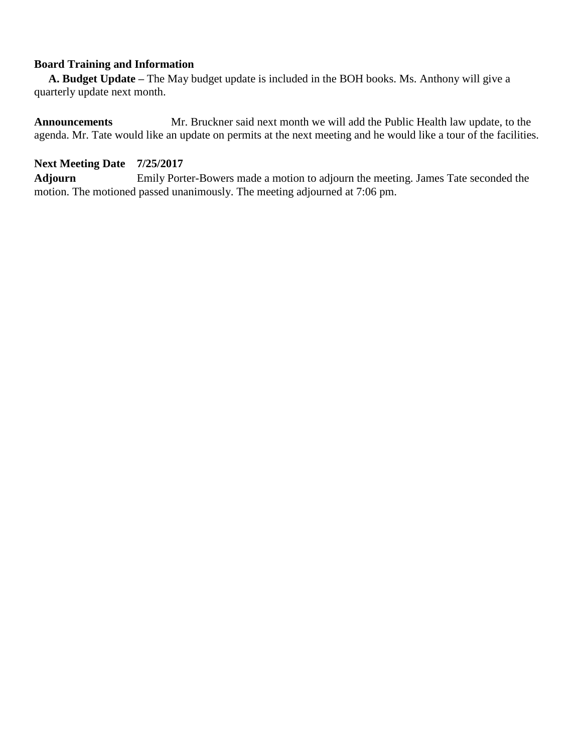**Board Training and Information**

**A. Budget Update –** The May budget update is included in the BOH books. Ms. Anthony will give a quarterly update next month.

**Announcements** Mr. Bruckner said next month we will add the Public Health law update, to the agenda. Mr. Tate would like an update on permits at the next meeting and he would like a tour of the facilities.

**Next Meeting Date 7/25/2017**

**Adjourn** Emily Porter-Bowers made a motion to adjourn the meeting. James Tate seconded the motion. The motioned passed unanimously. The meeting adjourned at 7:06 pm.